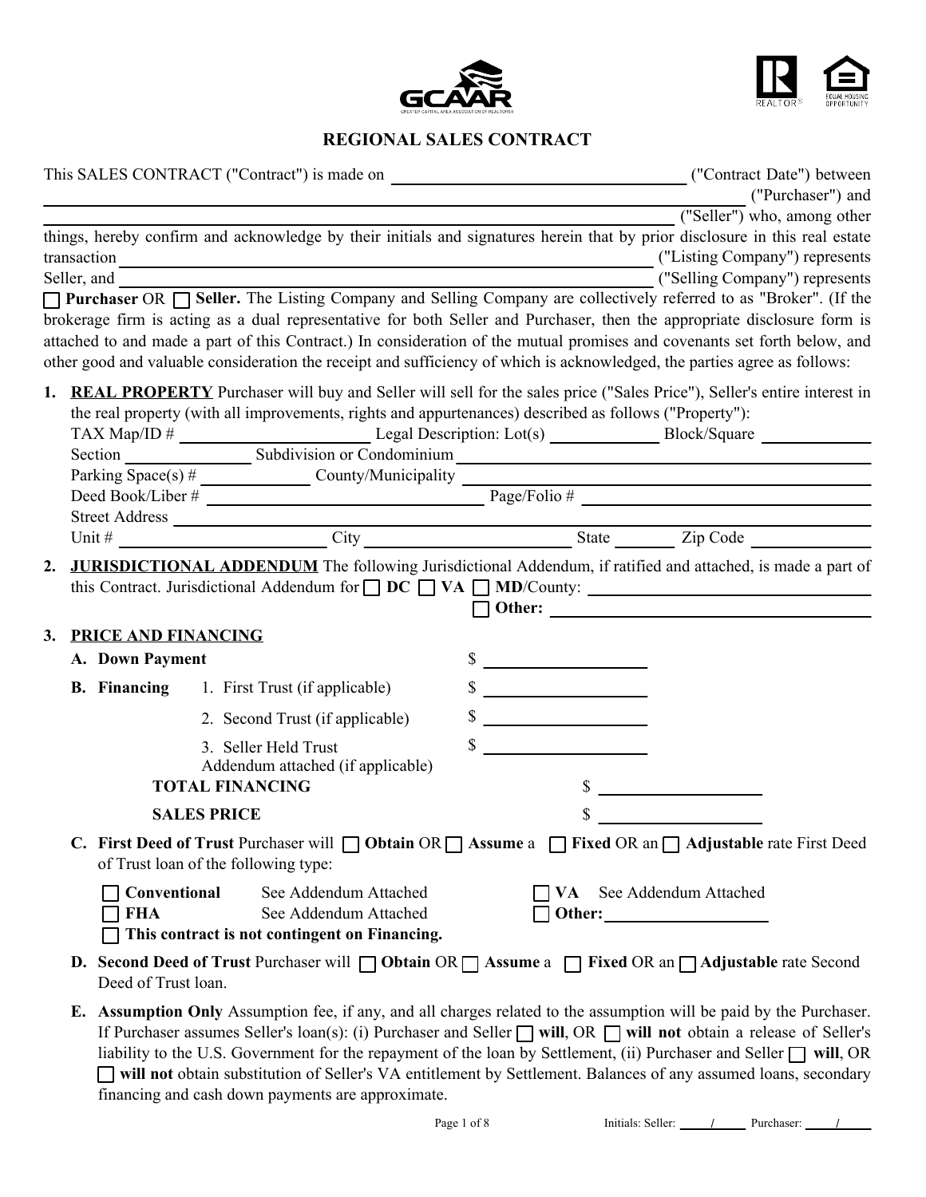# REGIONAL SALES CONTRACT

This SALES CONTRACT ("Contract") is made on ______________________ ("Contract Date") between ______________________ ("Purchaser") and ______________________ ("Seller") who, among other things, hereby confirm and acknowledge by their initials and signatures herein that by prior disclosure in this real estate transaction ______________________ ("Listing Company") represents Seller, and ______________________ ("Selling Company") represents ☐ **Purchaser** OR ☐ **Seller.** The Listing Company and Selling Company are collectively referred to as "Broker". (If the brokerage firm is acting as a dual representative for both Seller and Purchaser, then the appropriate disclosure form is attached to and made a part of this Contract.) In consideration of the mutual promises and covenants set forth below, and other good and valuable consideration the receipt and sufficiency of which is acknowledged, the parties agree as follows:

1. **REAL PROPERTY** Purchaser will buy and Seller will sell for the sales price ("Sales Price"), Seller's entire interest in the real property (with all improvements, rights and appurtenances) described as follows ("Property"):
   TAX Map/ID # ____________ Legal Description: Lot(s) ____________ Block/Square ____________
   Section ____________ Subdivision or Condominium ______________________
   Parking Space(s) # ____________ County/Municipality ______________________
   Deed Book/Liber # ____________ Page/Folio # ____________
   Street Address ______________________
   Unit # ____________ City ____________ State ________ Zip Code ____________

2. **JURISDICTIONAL ADDENDUM** The following Jurisdictional Addendum, if ratified and attached, is made a part of this Contract. Jurisdictional Addendum for ☐ **DC** ☐ **VA** ☐ **MD**/County: ______________________
   ☐ **Other:** ______________________

3. **PRICE AND FINANCING**

   A. **Down Payment** $ ____________

   B. **Financing**
      1. First Trust (if applicable) $ ____________
      2. Second Trust (if applicable) $ ____________
      3. Seller Held Trust Addendum attached (if applicable) $ ____________

   **TOTAL FINANCING** $ ____________

   **SALES PRICE** $ ____________

   C. **First Deed of Trust** Purchaser will ☐ **Obtain** OR ☐ **Assume** a ☐ **Fixed** OR an ☐ **Adjustable** rate First Deed of Trust loan of the following type:

      ☐ **Conventional** See Addendum Attached
      ☐ **FHA** See Addendum Attached
      ☐ **VA** See Addendum Attached
      ☐ **Other:** ____________
      ☐ **This contract is not contingent on Financing.**

   D. **Second Deed of Trust** Purchaser will ☐ **Obtain** OR ☐ **Assume** a ☐ **Fixed** OR an ☐ **Adjustable** rate Second Deed of Trust loan.

   E. **Assumption Only** Assumption fee, if any, and all charges related to the assumption will be paid by the Purchaser. If Purchaser assumes Seller's loan(s): (i) Purchaser and Seller ☐ **will**, OR ☐ **will not** obtain a release of Seller's liability to the U.S. Government for the repayment of the loan by Settlement, (ii) Purchaser and Seller ☐ **will**, OR ☐ **will not** obtain substitution of Seller's VA entitlement by Settlement. Balances of any assumed loans, secondary financing and cash down payments are approximate.

Initials: Seller: ____/____ Purchaser: ____/____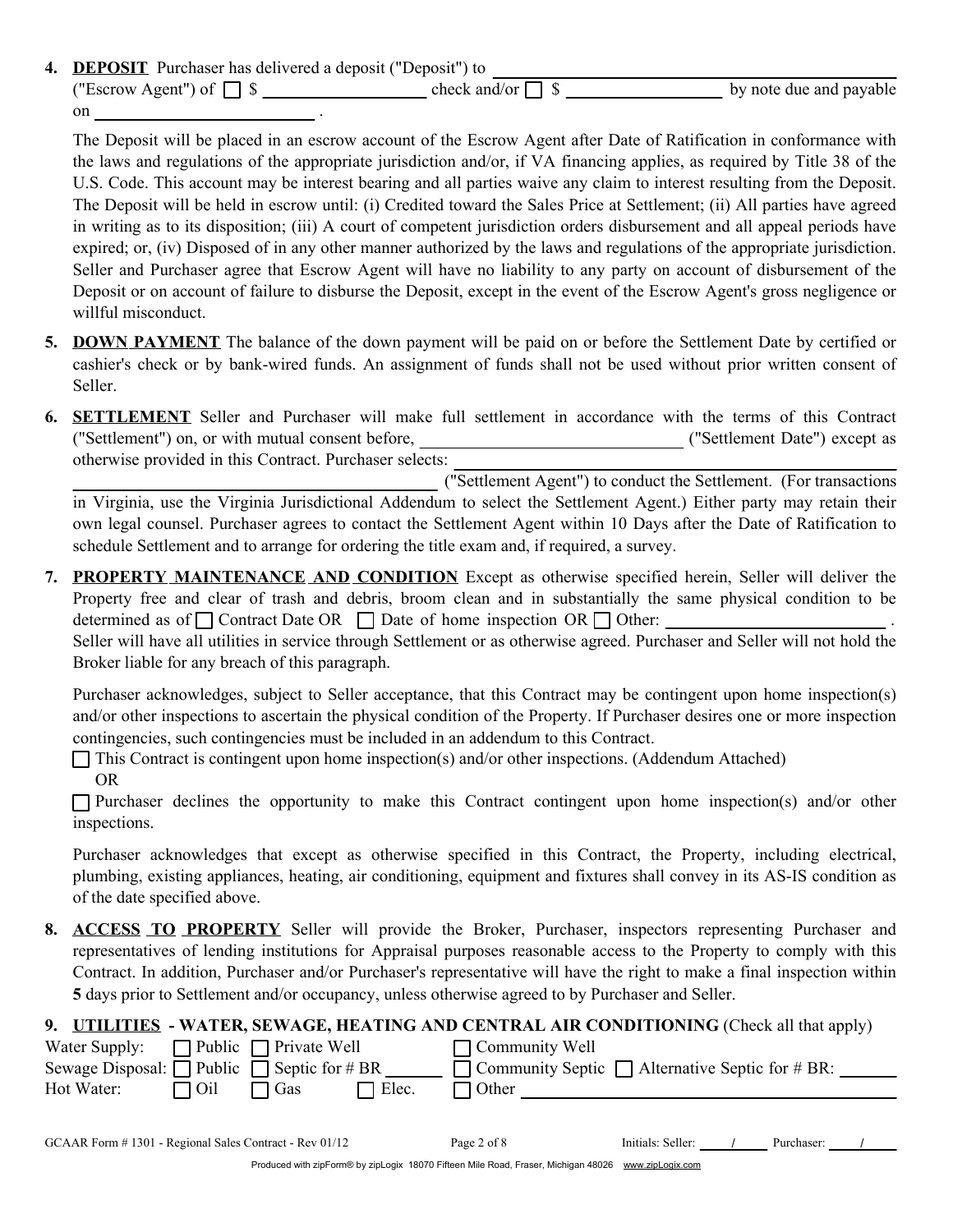4. **DEPOSIT** Purchaser has delivered a deposit ("Deposit") to ______________________________ ("Escrow Agent") of ☐ $ ______________ check and/or ☐ $ ______________ by note due and payable on ______________ .

The Deposit will be placed in an escrow account of the Escrow Agent after Date of Ratification in conformance with the laws and regulations of the appropriate jurisdiction and/or, if VA financing applies, as required by Title 38 of the U.S. Code. This account may be interest bearing and all parties waive any claim to interest resulting from the Deposit. The Deposit will be held in escrow until: (i) Credited toward the Sales Price at Settlement; (ii) All parties have agreed in writing as to its disposition; (iii) A court of competent jurisdiction orders disbursement and all appeal periods have expired; or, (iv) Disposed of in any other manner authorized by the laws and regulations of the appropriate jurisdiction. Seller and Purchaser agree that Escrow Agent will have no liability to any party on account of disbursement of the Deposit or on account of failure to disburse the Deposit, except in the event of the Escrow Agent's gross negligence or willful misconduct.

5. **DOWN PAYMENT** The balance of the down payment will be paid on or before the Settlement Date by certified or cashier's check or by bank-wired funds. An assignment of funds shall not be used without prior written consent of Seller.

6. **SETTLEMENT** Seller and Purchaser will make full settlement in accordance with the terms of this Contract ("Settlement") on, or with mutual consent before, ______________________ ("Settlement Date") except as otherwise provided in this Contract. Purchaser selects: ______________________________ ("Settlement Agent") to conduct the Settlement. (For transactions in Virginia, use the Virginia Jurisdictional Addendum to select the Settlement Agent.) Either party may retain their own legal counsel. Purchaser agrees to contact the Settlement Agent within 10 Days after the Date of Ratification to schedule Settlement and to arrange for ordering the title exam and, if required, a survey.

7. **PROPERTY MAINTENANCE AND CONDITION** Except as otherwise specified herein, Seller will deliver the Property free and clear of trash and debris, broom clean and in substantially the same physical condition to be determined as of ☐ Contract Date OR ☐ Date of home inspection OR ☐ Other: ______________________ . Seller will have all utilities in service through Settlement or as otherwise agreed. Purchaser and Seller will not hold the Broker liable for any breach of this paragraph.

   Purchaser acknowledges, subject to Seller acceptance, that this Contract may be contingent upon home inspection(s) and/or other inspections to ascertain the physical condition of the Property. If Purchaser desires one or more inspection contingencies, such contingencies must be included in an addendum to this Contract.

   ☐ This Contract is contingent upon home inspection(s) and/or other inspections. (Addendum Attached)
   OR
   ☐ Purchaser declines the opportunity to make this Contract contingent upon home inspection(s) and/or other inspections.

   Purchaser acknowledges that except as otherwise specified in this Contract, the Property, including electrical, plumbing, existing appliances, heating, air conditioning, equipment and fixtures shall convey in its AS-IS condition as of the date specified above.

8. **ACCESS TO PROPERTY** Seller will provide the Broker, Purchaser, inspectors representing Purchaser and representatives of lending institutions for Appraisal purposes reasonable access to the Property to comply with this Contract. In addition, Purchaser and/or Purchaser's representative will have the right to make a final inspection within **5** days prior to Settlement and/or occupancy, unless otherwise agreed to by Purchaser and Seller.

9. **UTILITIES - WATER, SEWAGE, HEATING AND CENTRAL AIR CONDITIONING** (Check all that apply)

Water Supply: ☐ Public ☐ Private Well ☐ Community Well
Sewage Disposal: ☐ Public ☐ Septic for # BR ______ ☐ Community Septic ☐ Alternative Septic for # BR: ______
Hot Water: ☐ Oil ☐ Gas ☐ Elec. ☐ Other ______________________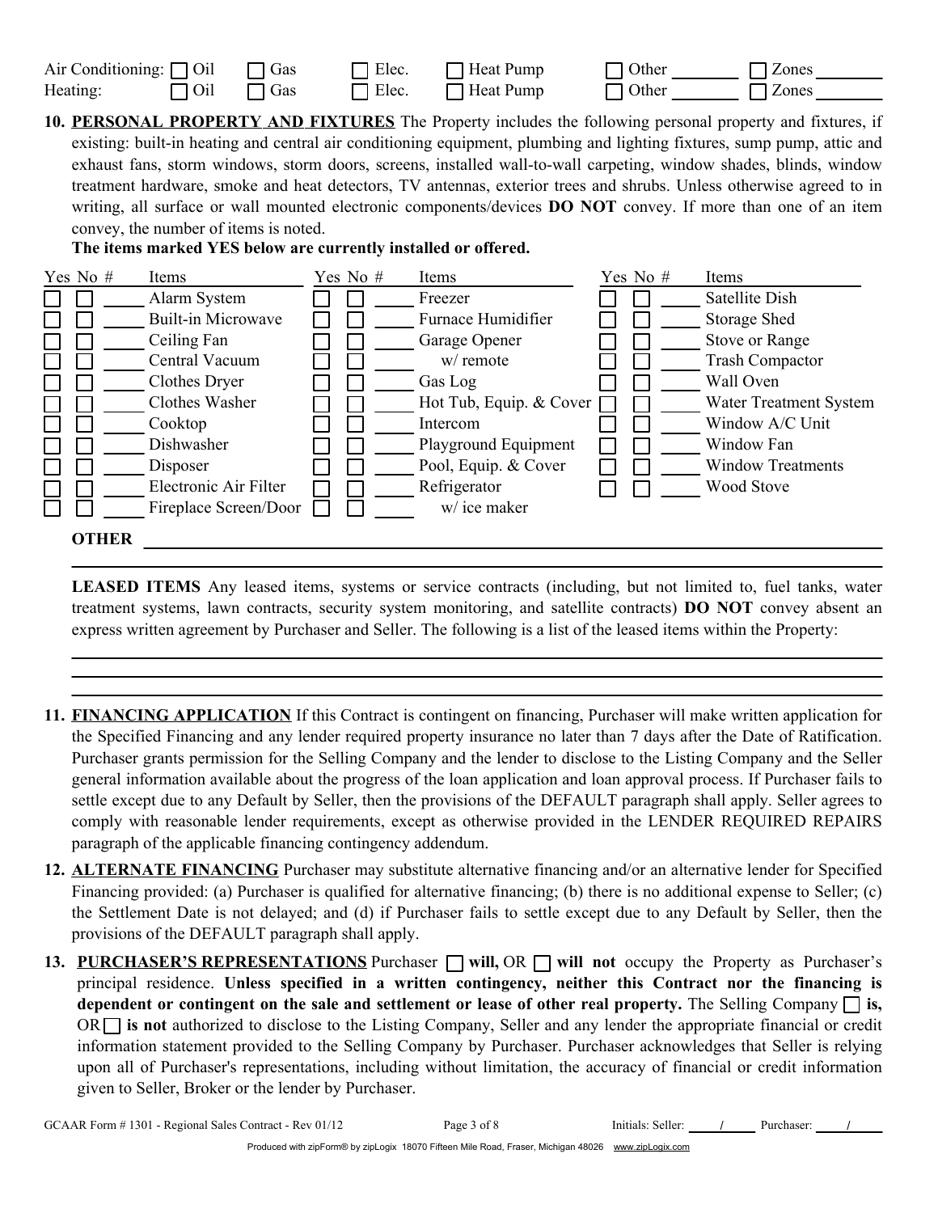| | | | | | | |
|---|---|---|---|---|---|---|
| Air Conditioning: | ☐ Oil | ☐ Gas | ☐ Elec. | ☐ Heat Pump | ☐ Other ________ | ☐ Zones ________ |
| Heating: | ☐ Oil | ☐ Gas | ☐ Elec. | ☐ Heat Pump | ☐ Other ________ | ☐ Zones ________ |

**10. PERSONAL PROPERTY AND FIXTURES** The Property includes the following personal property and fixtures, if existing: built-in heating and central air conditioning equipment, plumbing and lighting fixtures, sump pump, attic and exhaust fans, storm windows, storm doors, screens, installed wall-to-wall carpeting, window shades, blinds, window treatment hardware, smoke and heat detectors, TV antennas, exterior trees and shrubs. Unless otherwise agreed to in writing, all surface or wall mounted electronic components/devices **DO NOT** convey. If more than one of an item convey, the number of items is noted.

**The items marked YES below are currently installed or offered.**

| Yes | No | # | Items | Yes | No | # | Items | Yes | No | # | Items |
|---|---|---|---|---|---|---|---|---|---|---|---|
| ☐ | ☐ | ____ | Alarm System | ☐ | ☐ | ____ | Freezer | ☐ | ☐ | ____ | Satellite Dish |
| ☐ | ☐ | ____ | Built-in Microwave | ☐ | ☐ | ____ | Furnace Humidifier | ☐ | ☐ | ____ | Storage Shed |
| ☐ | ☐ | ____ | Ceiling Fan | ☐ | ☐ | ____ | Garage Opener | ☐ | ☐ | ____ | Stove or Range |
| ☐ | ☐ | ____ | Central Vacuum | ☐ | ☐ | ____ | w/ remote | ☐ | ☐ | ____ | Trash Compactor |
| ☐ | ☐ | ____ | Clothes Dryer | ☐ | ☐ | ____ | Gas Log | ☐ | ☐ | ____ | Wall Oven |
| ☐ | ☐ | ____ | Clothes Washer | ☐ | ☐ | ____ | Hot Tub, Equip. & Cover | ☐ | ☐ | ____ | Water Treatment System |
| ☐ | ☐ | ____ | Cooktop | ☐ | ☐ | ____ | Intercom | ☐ | ☐ | ____ | Window A/C Unit |
| ☐ | ☐ | ____ | Dishwasher | ☐ | ☐ | ____ | Playground Equipment | ☐ | ☐ | ____ | Window Fan |
| ☐ | ☐ | ____ | Disposer | ☐ | ☐ | ____ | Pool, Equip. & Cover | ☐ | ☐ | ____ | Window Treatments |
| ☐ | ☐ | ____ | Electronic Air Filter | ☐ | ☐ | ____ | Refrigerator | ☐ | ☐ | ____ | Wood Stove |
| ☐ | ☐ | ____ | Fireplace Screen/Door | ☐ | ☐ | ____ | w/ ice maker | | | | |

**OTHER** ______________________________________________________________________________

_____________________________________________________________________________________

**LEASED ITEMS** Any leased items, systems or service contracts (including, but not limited to, fuel tanks, water treatment systems, lawn contracts, security system monitoring, and satellite contracts) **DO NOT** convey absent an express written agreement by Purchaser and Seller. The following is a list of the leased items within the Property:

_____________________________________________________________________________________

_____________________________________________________________________________________

_____________________________________________________________________________________

**11. FINANCING APPLICATION** If this Contract is contingent on financing, Purchaser will make written application for the Specified Financing and any lender required property insurance no later than 7 days after the Date of Ratification. Purchaser grants permission for the Selling Company and the lender to disclose to the Listing Company and the Seller general information available about the progress of the loan application and loan approval process. If Purchaser fails to settle except due to any Default by Seller, then the provisions of the DEFAULT paragraph shall apply. Seller agrees to comply with reasonable lender requirements, except as otherwise provided in the LENDER REQUIRED REPAIRS paragraph of the applicable financing contingency addendum.

**12. ALTERNATE FINANCING** Purchaser may substitute alternative financing and/or an alternative lender for Specified Financing provided: (a) Purchaser is qualified for alternative financing; (b) there is no additional expense to Seller; (c) the Settlement Date is not delayed; and (d) if Purchaser fails to settle except due to any Default by Seller, then the provisions of the DEFAULT paragraph shall apply.

**13. PURCHASER'S REPRESENTATIONS** Purchaser ☐ **will,** OR ☐ **will not** occupy the Property as Purchaser's principal residence. **Unless specified in a written contingency, neither this Contract nor the financing is dependent or contingent on the sale and settlement or lease of other real property.** The Selling Company ☐ **is,** OR ☐ **is not** authorized to disclose to the Listing Company, Seller and any lender the appropriate financial or credit information statement provided to the Selling Company by Purchaser. Purchaser acknowledges that Seller is relying upon all of Purchaser's representations, including without limitation, the accuracy of financial or credit information given to Seller, Broker or the lender by Purchaser.

GCAAR Form # 1301 - Regional Sales Contract - Rev 01/12 &nbsp;&nbsp;&nbsp; Initials: Seller: ____/____ Purchaser: ____/____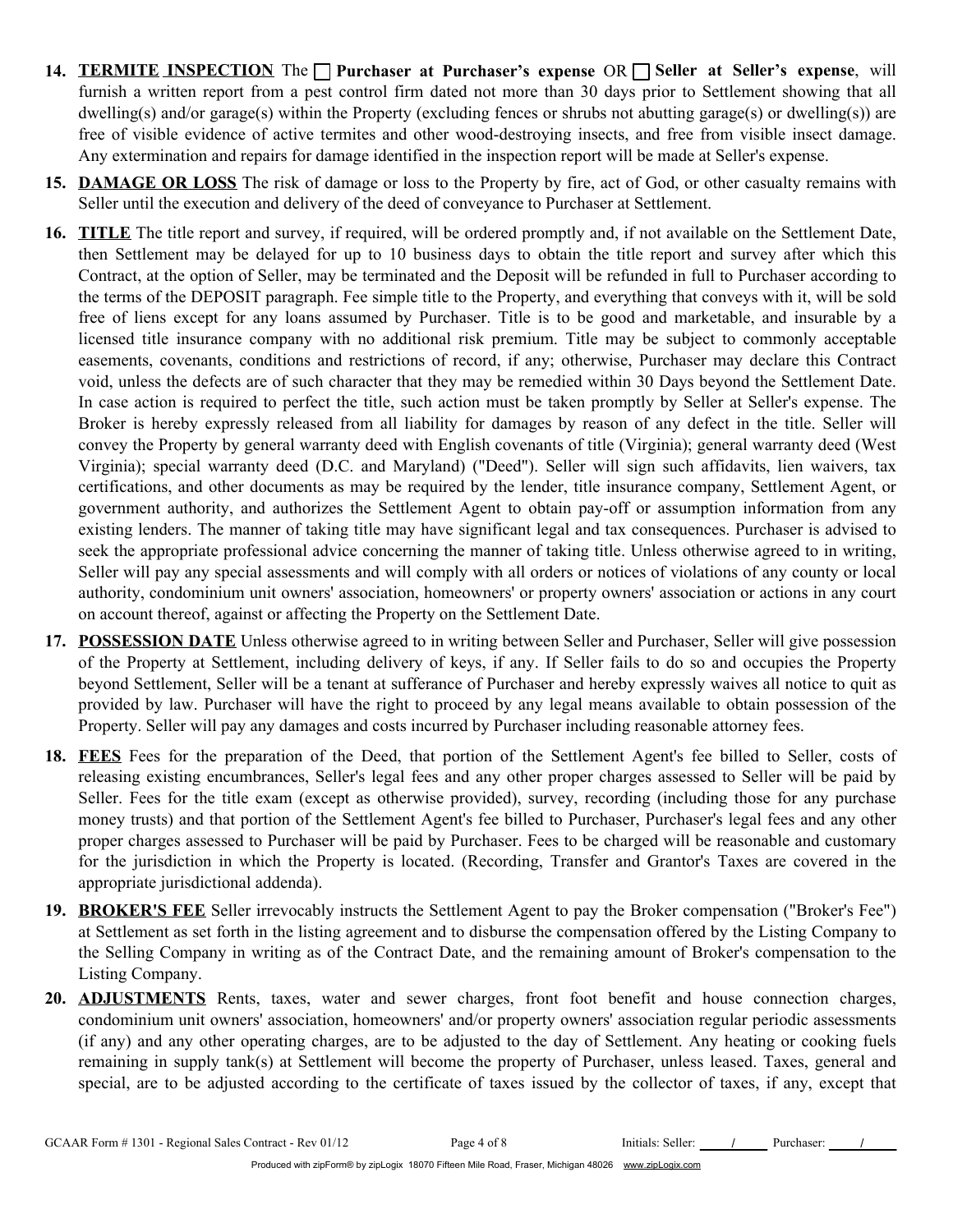14. **<u>TERMITE INSPECTION</u>** The ☐ **Purchaser at Purchaser's expense** OR ☐ **Seller at Seller's expense**, will furnish a written report from a pest control firm dated not more than 30 days prior to Settlement showing that all dwelling(s) and/or garage(s) within the Property (excluding fences or shrubs not abutting garage(s) or dwelling(s)) are free of visible evidence of active termites and other wood-destroying insects, and free from visible insect damage. Any extermination and repairs for damage identified in the inspection report will be made at Seller's expense.

15. **<u>DAMAGE OR LOSS</u>** The risk of damage or loss to the Property by fire, act of God, or other casualty remains with Seller until the execution and delivery of the deed of conveyance to Purchaser at Settlement.

16. **<u>TITLE</u>** The title report and survey, if required, will be ordered promptly and, if not available on the Settlement Date, then Settlement may be delayed for up to 10 business days to obtain the title report and survey after which this Contract, at the option of Seller, may be terminated and the Deposit will be refunded in full to Purchaser according to the terms of the DEPOSIT paragraph. Fee simple title to the Property, and everything that conveys with it, will be sold free of liens except for any loans assumed by Purchaser. Title is to be good and marketable, and insurable by a licensed title insurance company with no additional risk premium. Title may be subject to commonly acceptable easements, covenants, conditions and restrictions of record, if any; otherwise, Purchaser may declare this Contract void, unless the defects are of such character that they may be remedied within 30 Days beyond the Settlement Date. In case action is required to perfect the title, such action must be taken promptly by Seller at Seller's expense. The Broker is hereby expressly released from all liability for damages by reason of any defect in the title. Seller will convey the Property by general warranty deed with English covenants of title (Virginia); general warranty deed (West Virginia); special warranty deed (D.C. and Maryland) ("Deed"). Seller will sign such affidavits, lien waivers, tax certifications, and other documents as may be required by the lender, title insurance company, Settlement Agent, or government authority, and authorizes the Settlement Agent to obtain pay-off or assumption information from any existing lenders. The manner of taking title may have significant legal and tax consequences. Purchaser is advised to seek the appropriate professional advice concerning the manner of taking title. Unless otherwise agreed to in writing, Seller will pay any special assessments and will comply with all orders or notices of violations of any county or local authority, condominium unit owners' association, homeowners' or property owners' association or actions in any court on account thereof, against or affecting the Property on the Settlement Date.

17. **<u>POSSESSION DATE</u>** Unless otherwise agreed to in writing between Seller and Purchaser, Seller will give possession of the Property at Settlement, including delivery of keys, if any. If Seller fails to do so and occupies the Property beyond Settlement, Seller will be a tenant at sufferance of Purchaser and hereby expressly waives all notice to quit as provided by law. Purchaser will have the right to proceed by any legal means available to obtain possession of the Property. Seller will pay any damages and costs incurred by Purchaser including reasonable attorney fees.

18. **<u>FEES</u>** Fees for the preparation of the Deed, that portion of the Settlement Agent's fee billed to Seller, costs of releasing existing encumbrances, Seller's legal fees and any other proper charges assessed to Seller will be paid by Seller. Fees for the title exam (except as otherwise provided), survey, recording (including those for any purchase money trusts) and that portion of the Settlement Agent's fee billed to Purchaser, Purchaser's legal fees and any other proper charges assessed to Purchaser will be paid by Purchaser. Fees to be charged will be reasonable and customary for the jurisdiction in which the Property is located. (Recording, Transfer and Grantor's Taxes are covered in the appropriate jurisdictional addenda).

19. **<u>BROKER'S FEE</u>** Seller irrevocably instructs the Settlement Agent to pay the Broker compensation ("Broker's Fee") at Settlement as set forth in the listing agreement and to disburse the compensation offered by the Listing Company to the Selling Company in writing as of the Contract Date, and the remaining amount of Broker's compensation to the Listing Company.

20. **<u>ADJUSTMENTS</u>** Rents, taxes, water and sewer charges, front foot benefit and house connection charges, condominium unit owners' association, homeowners' and/or property owners' association regular periodic assessments (if any) and any other operating charges, are to be adjusted to the day of Settlement. Any heating or cooking fuels remaining in supply tank(s) at Settlement will become the property of Purchaser, unless leased. Taxes, general and special, are to be adjusted according to the certificate of taxes issued by the collector of taxes, if any, except that

GCAAR Form # 1301 - Regional Sales Contract - Rev 01/12 Initials: Seller: ____/____ Purchaser: ____/____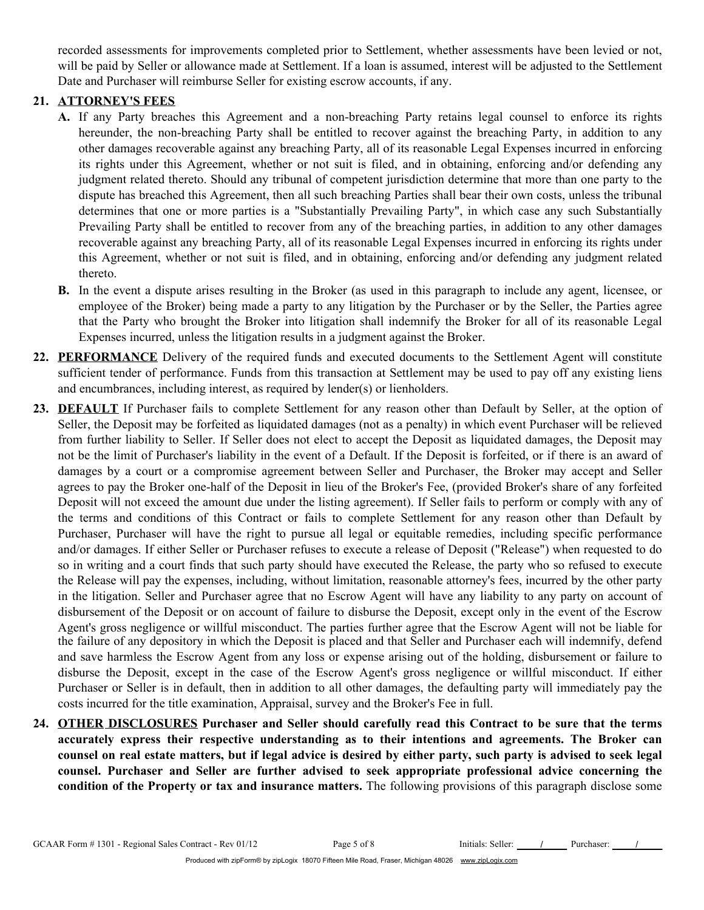recorded assessments for improvements completed prior to Settlement, whether assessments have been levied or not, will be paid by Seller or allowance made at Settlement. If a loan is assumed, interest will be adjusted to the Settlement Date and Purchaser will reimburse Seller for existing escrow accounts, if any.

**21. ATTORNEY'S FEES**

**A.** If any Party breaches this Agreement and a non-breaching Party retains legal counsel to enforce its rights hereunder, the non-breaching Party shall be entitled to recover against the breaching Party, in addition to any other damages recoverable against any breaching Party, all of its reasonable Legal Expenses incurred in enforcing its rights under this Agreement, whether or not suit is filed, and in obtaining, enforcing and/or defending any judgment related thereto. Should any tribunal of competent jurisdiction determine that more than one party to the dispute has breached this Agreement, then all such breaching Parties shall bear their own costs, unless the tribunal determines that one or more parties is a "Substantially Prevailing Party", in which case any such Substantially Prevailing Party shall be entitled to recover from any of the breaching parties, in addition to any other damages recoverable against any breaching Party, all of its reasonable Legal Expenses incurred in enforcing its rights under this Agreement, whether or not suit is filed, and in obtaining, enforcing and/or defending any judgment related thereto.

**B.** In the event a dispute arises resulting in the Broker (as used in this paragraph to include any agent, licensee, or employee of the Broker) being made a party to any litigation by the Purchaser or by the Seller, the Parties agree that the Party who brought the Broker into litigation shall indemnify the Broker for all of its reasonable Legal Expenses incurred, unless the litigation results in a judgment against the Broker.

**22. PERFORMANCE** Delivery of the required funds and executed documents to the Settlement Agent will constitute sufficient tender of performance. Funds from this transaction at Settlement may be used to pay off any existing liens and encumbrances, including interest, as required by lender(s) or lienholders.

**23. DEFAULT** If Purchaser fails to complete Settlement for any reason other than Default by Seller, at the option of Seller, the Deposit may be forfeited as liquidated damages (not as a penalty) in which event Purchaser will be relieved from further liability to Seller. If Seller does not elect to accept the Deposit as liquidated damages, the Deposit may not be the limit of Purchaser's liability in the event of a Default. If the Deposit is forfeited, or if there is an award of damages by a court or a compromise agreement between Seller and Purchaser, the Broker may accept and Seller agrees to pay the Broker one-half of the Deposit in lieu of the Broker's Fee, (provided Broker's share of any forfeited Deposit will not exceed the amount due under the listing agreement). If Seller fails to perform or comply with any of the terms and conditions of this Contract or fails to complete Settlement for any reason other than Default by Purchaser, Purchaser will have the right to pursue all legal or equitable remedies, including specific performance and/or damages. If either Seller or Purchaser refuses to execute a release of Deposit ("Release") when requested to do so in writing and a court finds that such party should have executed the Release, the party who so refused to execute the Release will pay the expenses, including, without limitation, reasonable attorney's fees, incurred by the other party in the litigation. Seller and Purchaser agree that no Escrow Agent will have any liability to any party on account of disbursement of the Deposit or on account of failure to disburse the Deposit, except only in the event of the Escrow Agent's gross negligence or willful misconduct. The parties further agree that the Escrow Agent will not be liable for the failure of any depository in which the Deposit is placed and that Seller and Purchaser each will indemnify, defend and save harmless the Escrow Agent from any loss or expense arising out of the holding, disbursement or failure to disburse the Deposit, except in the case of the Escrow Agent's gross negligence or willful misconduct. If either Purchaser or Seller is in default, then in addition to all other damages, the defaulting party will immediately pay the costs incurred for the title examination, Appraisal, survey and the Broker's Fee in full.

**24. OTHER DISCLOSURES** **Purchaser and Seller should carefully read this Contract to be sure that the terms accurately express their respective understanding as to their intentions and agreements. The Broker can counsel on real estate matters, but if legal advice is desired by either party, such party is advised to seek legal counsel. Purchaser and Seller are further advised to seek appropriate professional advice concerning the condition of the Property or tax and insurance matters.** The following provisions of this paragraph disclose some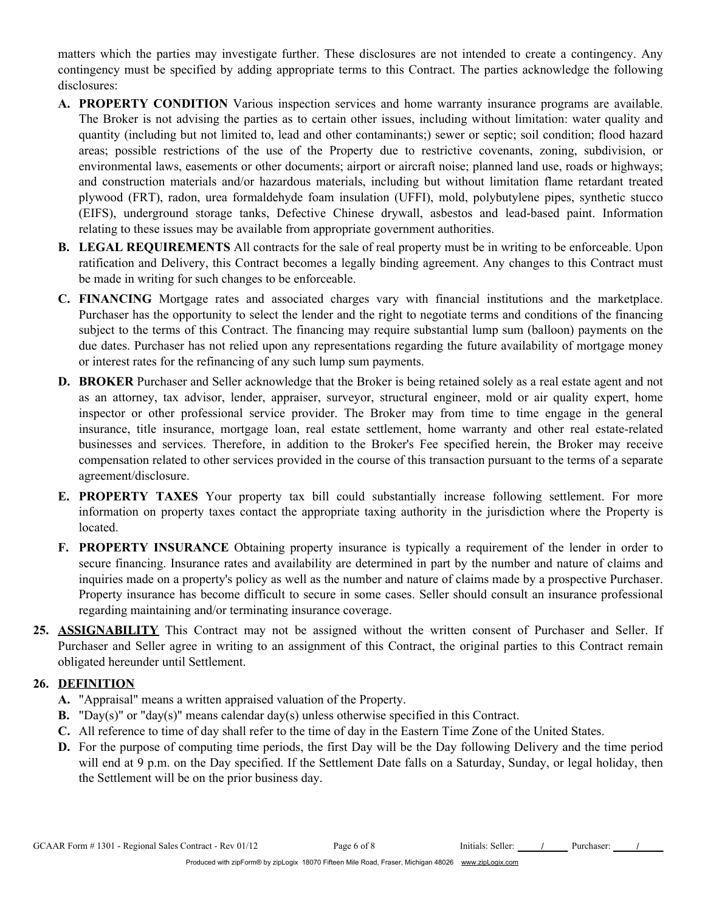matters which the parties may investigate further. These disclosures are not intended to create a contingency. Any contingency must be specified by adding appropriate terms to this Contract. The parties acknowledge the following disclosures:

**A. PROPERTY CONDITION** Various inspection services and home warranty insurance programs are available. The Broker is not advising the parties as to certain other issues, including without limitation: water quality and quantity (including but not limited to, lead and other contaminants;) sewer or septic; soil condition; flood hazard areas; possible restrictions of the use of the Property due to restrictive covenants, zoning, subdivision, or environmental laws, easements or other documents; airport or aircraft noise; planned land use, roads or highways; and construction materials and/or hazardous materials, including but without limitation flame retardant treated plywood (FRT), radon, urea formaldehyde foam insulation (UFFI), mold, polybutylene pipes, synthetic stucco (EIFS), underground storage tanks, Defective Chinese drywall, asbestos and lead-based paint. Information relating to these issues may be available from appropriate government authorities.

**B. LEGAL REQUIREMENTS** All contracts for the sale of real property must be in writing to be enforceable. Upon ratification and Delivery, this Contract becomes a legally binding agreement. Any changes to this Contract must be made in writing for such changes to be enforceable.

**C. FINANCING** Mortgage rates and associated charges vary with financial institutions and the marketplace. Purchaser has the opportunity to select the lender and the right to negotiate terms and conditions of the financing subject to the terms of this Contract. The financing may require substantial lump sum (balloon) payments on the due dates. Purchaser has not relied upon any representations regarding the future availability of mortgage money or interest rates for the refinancing of any such lump sum payments.

**D. BROKER** Purchaser and Seller acknowledge that the Broker is being retained solely as a real estate agent and not as an attorney, tax advisor, lender, appraiser, surveyor, structural engineer, mold or air quality expert, home inspector or other professional service provider. The Broker may from time to time engage in the general insurance, title insurance, mortgage loan, real estate settlement, home warranty and other real estate-related businesses and services. Therefore, in addition to the Broker's Fee specified herein, the Broker may receive compensation related to other services provided in the course of this transaction pursuant to the terms of a separate agreement/disclosure.

**E. PROPERTY TAXES** Your property tax bill could substantially increase following settlement. For more information on property taxes contact the appropriate taxing authority in the jurisdiction where the Property is located.

**F. PROPERTY INSURANCE** Obtaining property insurance is typically a requirement of the lender in order to secure financing. Insurance rates and availability are determined in part by the number and nature of claims and inquiries made on a property's policy as well as the number and nature of claims made by a prospective Purchaser. Property insurance has become difficult to secure in some cases. Seller should consult an insurance professional regarding maintaining and/or terminating insurance coverage.

**25. ASSIGNABILITY** This Contract may not be assigned without the written consent of Purchaser and Seller. If Purchaser and Seller agree in writing to an assignment of this Contract, the original parties to this Contract remain obligated hereunder until Settlement.

**26. DEFINITION**

**A.** "Appraisal" means a written appraised valuation of the Property.

**B.** "Day(s)" or "day(s)" means calendar day(s) unless otherwise specified in this Contract.

**C.** All reference to time of day shall refer to the time of day in the Eastern Time Zone of the United States.

**D.** For the purpose of computing time periods, the first Day will be the Day following Delivery and the time period will end at 9 p.m. on the Day specified. If the Settlement Date falls on a Saturday, Sunday, or legal holiday, then the Settlement will be on the prior business day.

GCAAR Form # 1301 - Regional Sales Contract - Rev 01/12 Initials: Seller: ____/____ Purchaser: ____/____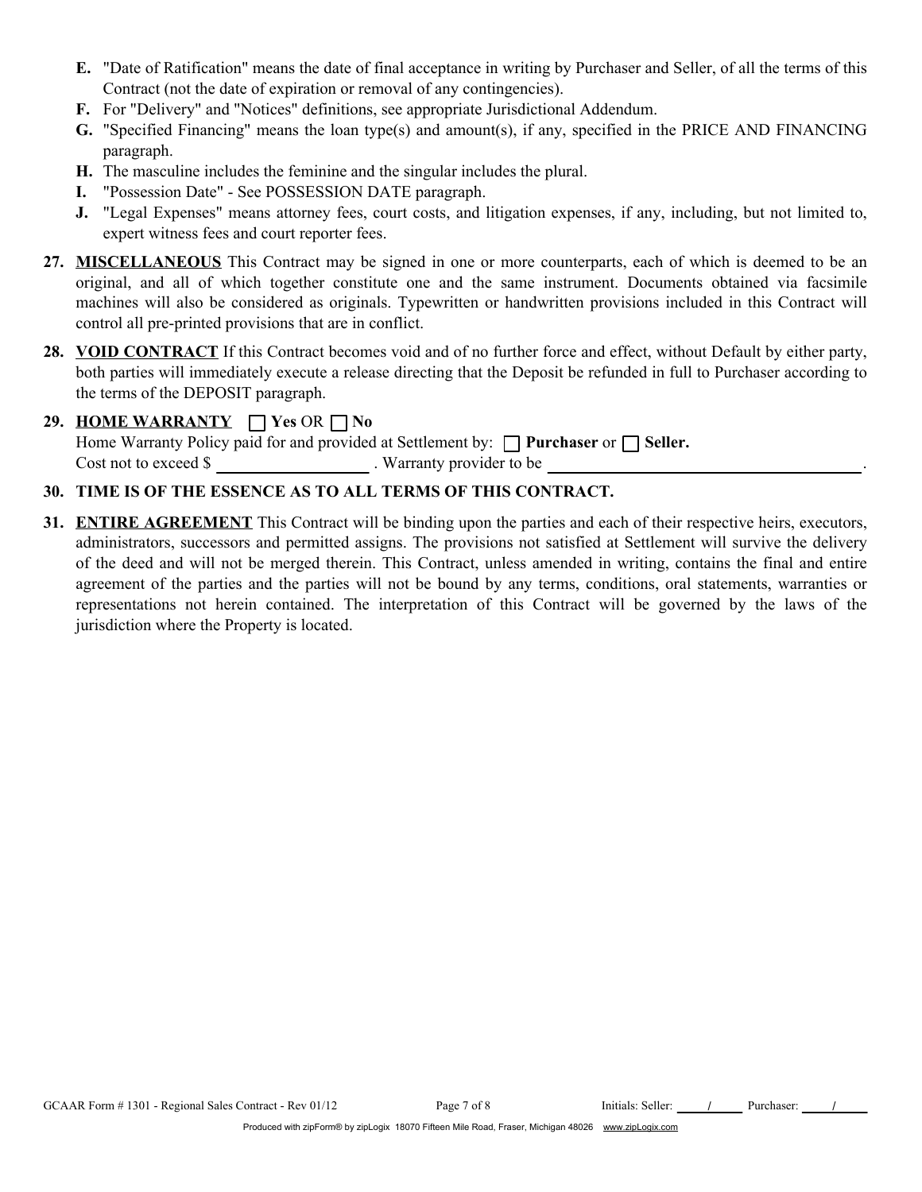**E.** "Date of Ratification" means the date of final acceptance in writing by Purchaser and Seller, of all the terms of this Contract (not the date of expiration or removal of any contingencies).

**F.** For "Delivery" and "Notices" definitions, see appropriate Jurisdictional Addendum.

**G.** "Specified Financing" means the loan type(s) and amount(s), if any, specified in the PRICE AND FINANCING paragraph.

**H.** The masculine includes the feminine and the singular includes the plural.

**I.** "Possession Date" - See POSSESSION DATE paragraph.

**J.** "Legal Expenses" means attorney fees, court costs, and litigation expenses, if any, including, but not limited to, expert witness fees and court reporter fees.

**27.** **MISCELLANEOUS** This Contract may be signed in one or more counterparts, each of which is deemed to be an original, and all of which together constitute one and the same instrument. Documents obtained via facsimile machines will also be considered as originals. Typewritten or handwritten provisions included in this Contract will control all pre-printed provisions that are in conflict.

**28.** **VOID CONTRACT** If this Contract becomes void and of no further force and effect, without Default by either party, both parties will immediately execute a release directing that the Deposit be refunded in full to Purchaser according to the terms of the DEPOSIT paragraph.

**29.** **HOME WARRANTY** ☐ **Yes** OR ☐ **No**
Home Warranty Policy paid for and provided at Settlement by: ☐ **Purchaser** or ☐ **Seller.**
Cost not to exceed $ ____________ . Warranty provider to be ______________________.

**30.** **TIME IS OF THE ESSENCE AS TO ALL TERMS OF THIS CONTRACT.**

**31.** **ENTIRE AGREEMENT** This Contract will be binding upon the parties and each of their respective heirs, executors, administrators, successors and permitted assigns. The provisions not satisfied at Settlement will survive the delivery of the deed and will not be merged therein. This Contract, unless amended in writing, contains the final and entire agreement of the parties and the parties will not be bound by any terms, conditions, oral statements, warranties or representations not herein contained. The interpretation of this Contract will be governed by the laws of the jurisdiction where the Property is located.

GCAAR Form # 1301 - Regional Sales Contract - Rev 01/12 Initials: Seller: ____/____ Purchaser: ____/____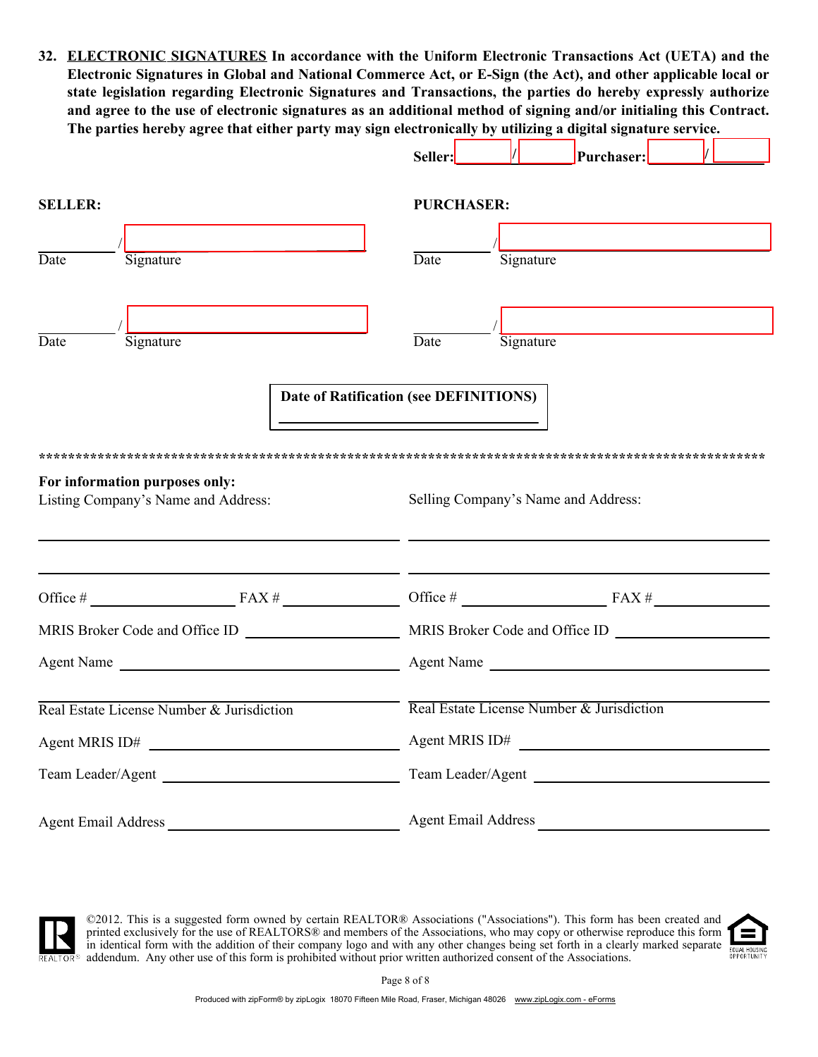**32. ELECTRONIC SIGNATURES In accordance with the Uniform Electronic Transactions Act (UETA) and the Electronic Signatures in Global and National Commerce Act, or E-Sign (the Act), and other applicable local or state legislation regarding Electronic Signatures and Transactions, the parties do hereby expressly authorize and agree to the use of electronic signatures as an additional method of signing and/or initialing this Contract. The parties hereby agree that either party may sign electronically by utilizing a digital signature service.**

**Seller:** _______ / _______ **Purchaser:** _______ / _______

**SELLER:**

__________ / ______________________________
Date Signature

__________ / ______________________________
Date Signature

**PURCHASER:**

__________ / ______________________________
Date Signature

__________ / ______________________________
Date Signature

**Date of Ratification (see DEFINITIONS)**

______________________________

\*\*\*\*\*\*\*\*\*\*\*\*\*\*\*\*\*\*\*\*\*\*\*\*\*\*\*\*\*\*\*\*\*\*\*\*\*\*\*\*\*\*\*\*\*\*\*\*\*\*\*\*\*\*\*\*\*\*\*\*\*\*\*\*\*\*\*\*\*\*\*\*\*\*\*\*\*\*\*\*\*\*\*\*\*\*\*\*\*\*\*\*\*\*\*\*

**For information purposes only:**

Listing Company's Name and Address:

______________________________

______________________________

Office # ______________ FAX # ______________

MRIS Broker Code and Office ID ______________

Agent Name ______________________________

______________________________
Real Estate License Number & Jurisdiction

Agent MRIS ID# ______________________________

Team Leader/Agent ______________________________

Agent Email Address ______________________________

Selling Company's Name and Address:

______________________________

______________________________

Office # ______________ FAX # ______________

MRIS Broker Code and Office ID ______________

Agent Name ______________________________

______________________________
Real Estate License Number & Jurisdiction

Agent MRIS ID# ______________________________

Team Leader/Agent ______________________________

Agent Email Address ______________________________

©2012. This is a suggested form owned by certain REALTOR® Associations ("Associations"). This form has been created and printed exclusively for the use of REALTORS® and members of the Associations, who may copy or otherwise reproduce this form in identical form with the addition of their company logo and with any other changes being set forth in a clearly marked separate addendum. Any other use of this form is prohibited without prior written authorized consent of the Associations.

Produced with zipForm® by zipLogix 18070 Fifteen Mile Road, Fraser, Michigan 48026 www.zipLogix.com - eForms